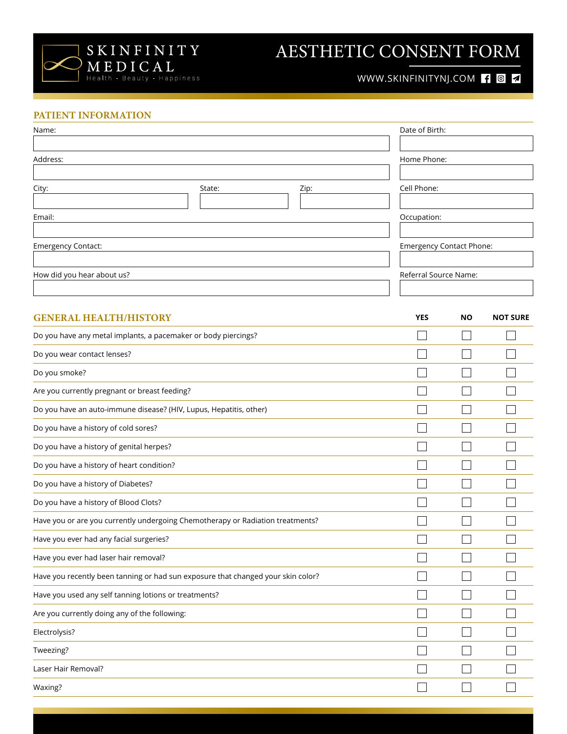# SKINFINITY MEDICAL

Health - Beauty - Happiness

# AESTHETIC CONSENT FORM

WWW.SKINFINITYNJ.COM

## PATIENT INFORMATION

| Field | |
|---|---|
| Name: | |
| Date of Birth: | |
| Address: | |
| Home Phone: | |
| City: | |
| State: | |
| Zip: | |
| Cell Phone: | |
| Email: | |
| Occupation: | |
| Emergency Contact: | |
| Emergency Contact Phone: | |
| How did you hear about us? | |
| Referral Source Name: | |

## GENERAL HEALTH/HISTORY

| GENERAL HEALTH/HISTORY | YES | NO | NOT SURE |
|---|---|---|---|
| Do you have any metal implants, a pacemaker or body piercings? | ☐ | ☐ | ☐ |
| Do you wear contact lenses? | ☐ | ☐ | ☐ |
| Do you smoke? | ☐ | ☐ | ☐ |
| Are you currently pregnant or breast feeding? | ☐ | ☐ | ☐ |
| Do you have an auto-immune disease? (HIV, Lupus, Hepatitis, other) | ☐ | ☐ | ☐ |
| Do you have a history of cold sores? | ☐ | ☐ | ☐ |
| Do you have a history of genital herpes? | ☐ | ☐ | ☐ |
| Do you have a history of heart condition? | ☐ | ☐ | ☐ |
| Do you have a history of Diabetes? | ☐ | ☐ | ☐ |
| Do you have a history of Blood Clots? | ☐ | ☐ | ☐ |
| Have you or are you currently undergoing Chemotherapy or Radiation treatments? | ☐ | ☐ | ☐ |
| Have you ever had any facial surgeries? | ☐ | ☐ | ☐ |
| Have you ever had laser hair removal? | ☐ | ☐ | ☐ |
| Have you recently been tanning or had sun exposure that changed your skin color? | ☐ | ☐ | ☐ |
| Have you used any self tanning lotions or treatments? | ☐ | ☐ | ☐ |
| Are you currently doing any of the following: | ☐ | ☐ | ☐ |
| Electrolysis? | ☐ | ☐ | ☐ |
| Tweezing? | ☐ | ☐ | ☐ |
| Laser Hair Removal? | ☐ | ☐ | ☐ |
| Waxing? | ☐ | ☐ | ☐ |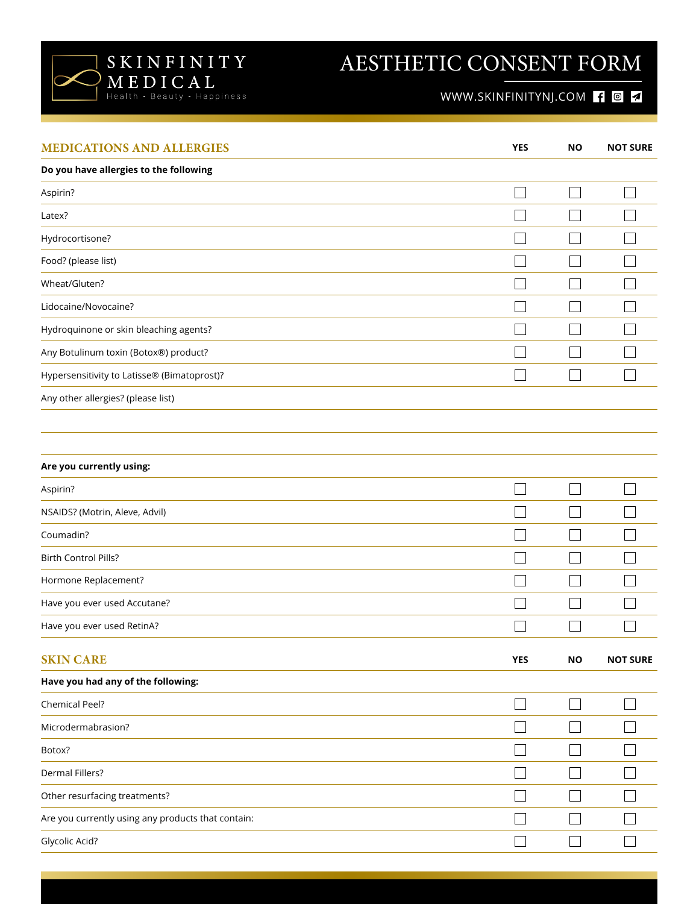# AESTHETIC CONSENT FORM

SKINFINITY MEDICAL
Health - Beauty - Happiness

WWW.SKINFINITYNJ.COM

## MEDICATIONS AND ALLERGIES

| | YES | NO | NOT SURE |
|---|---|---|---|
| **Do you have allergies to the following** | | | |
| Aspirin? | ☐ | ☐ | ☐ |
| Latex? | ☐ | ☐ | ☐ |
| Hydrocortisone? | ☐ | ☐ | ☐ |
| Food? (please list) | ☐ | ☐ | ☐ |
| Wheat/Gluten? | ☐ | ☐ | ☐ |
| Lidocaine/Novocaine? | ☐ | ☐ | ☐ |
| Hydroquinone or skin bleaching agents? | ☐ | ☐ | ☐ |
| Any Botulinum toxin (Botox®) product? | ☐ | ☐ | ☐ |
| Hypersensitivity to Latisse® (Bimatoprost)? | ☐ | ☐ | ☐ |
| Any other allergies? (please list) | | | |
| | | | |
| | | | |
| **Are you currently using:** | | | |
| Aspirin? | ☐ | ☐ | ☐ |
| NSAIDS? (Motrin, Aleve, Advil) | ☐ | ☐ | ☐ |
| Coumadin? | ☐ | ☐ | ☐ |
| Birth Control Pills? | ☐ | ☐ | ☐ |
| Hormone Replacement? | ☐ | ☐ | ☐ |
| Have you ever used Accutane? | ☐ | ☐ | ☐ |
| Have you ever used RetinA? | ☐ | ☐ | ☐ |

## SKIN CARE

| | YES | NO | NOT SURE |
|---|---|---|---|
| **Have you had any of the following:** | | | |
| Chemical Peel? | ☐ | ☐ | ☐ |
| Microdermabrasion? | ☐ | ☐ | ☐ |
| Botox? | ☐ | ☐ | ☐ |
| Dermal Fillers? | ☐ | ☐ | ☐ |
| Other resurfacing treatments? | ☐ | ☐ | ☐ |
| Are you currently using any products that contain: | ☐ | ☐ | ☐ |
| Glycolic Acid? | ☐ | ☐ | ☐ |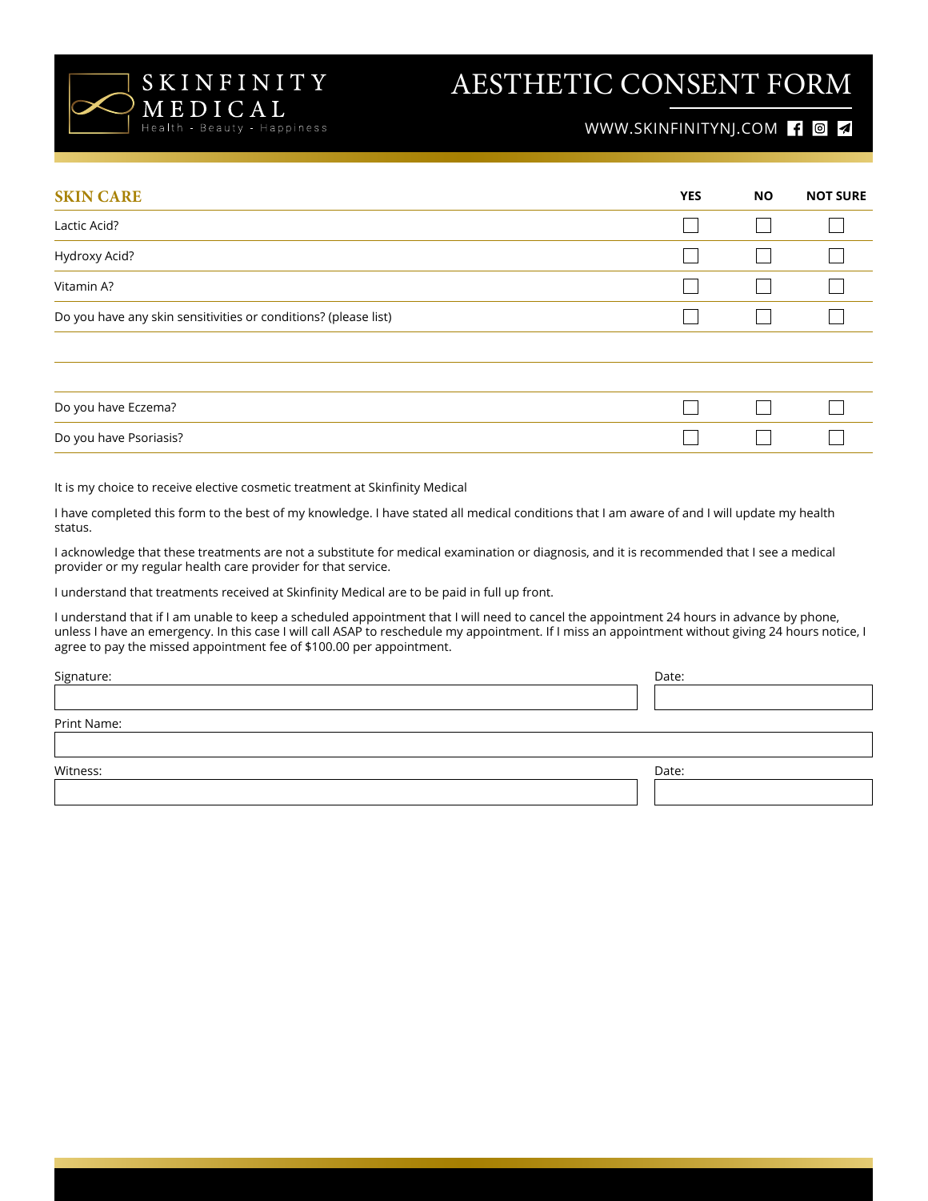SKINFINITY MEDICAL
Health - Beauty - Happiness

# AESTHETIC CONSENT FORM

WWW.SKINFINITYNJ.COM

| SKIN CARE | YES | NO | NOT SURE |
|---|---|---|---|
| Lactic Acid? | ☐ | ☐ | ☐ |
| Hydroxy Acid? | ☐ | ☐ | ☐ |
| Vitamin A? | ☐ | ☐ | ☐ |
| Do you have any skin sensitivities or conditions? (please list) | ☐ | ☐ | ☐ |
| | | | |
| | | | |
| Do you have Eczema? | ☐ | ☐ | ☐ |
| Do you have Psoriasis? | ☐ | ☐ | ☐ |

It is my choice to receive elective cosmetic treatment at Skinfinity Medical

I have completed this form to the best of my knowledge. I have stated all medical conditions that I am aware of and I will update my health status.

I acknowledge that these treatments are not a substitute for medical examination or diagnosis, and it is recommended that I see a medical provider or my regular health care provider for that service.

I understand that treatments received at Skinfinity Medical are to be paid in full up front.

I understand that if I am unable to keep a scheduled appointment that I will need to cancel the appointment 24 hours in advance by phone, unless I have an emergency. In this case I will call ASAP to reschedule my appointment. If I miss an appointment without giving 24 hours notice, I agree to pay the missed appointment fee of $100.00 per appointment.

Signature: ______________________ Date: __________

Print Name: ______________________

Witness: ______________________ Date: __________